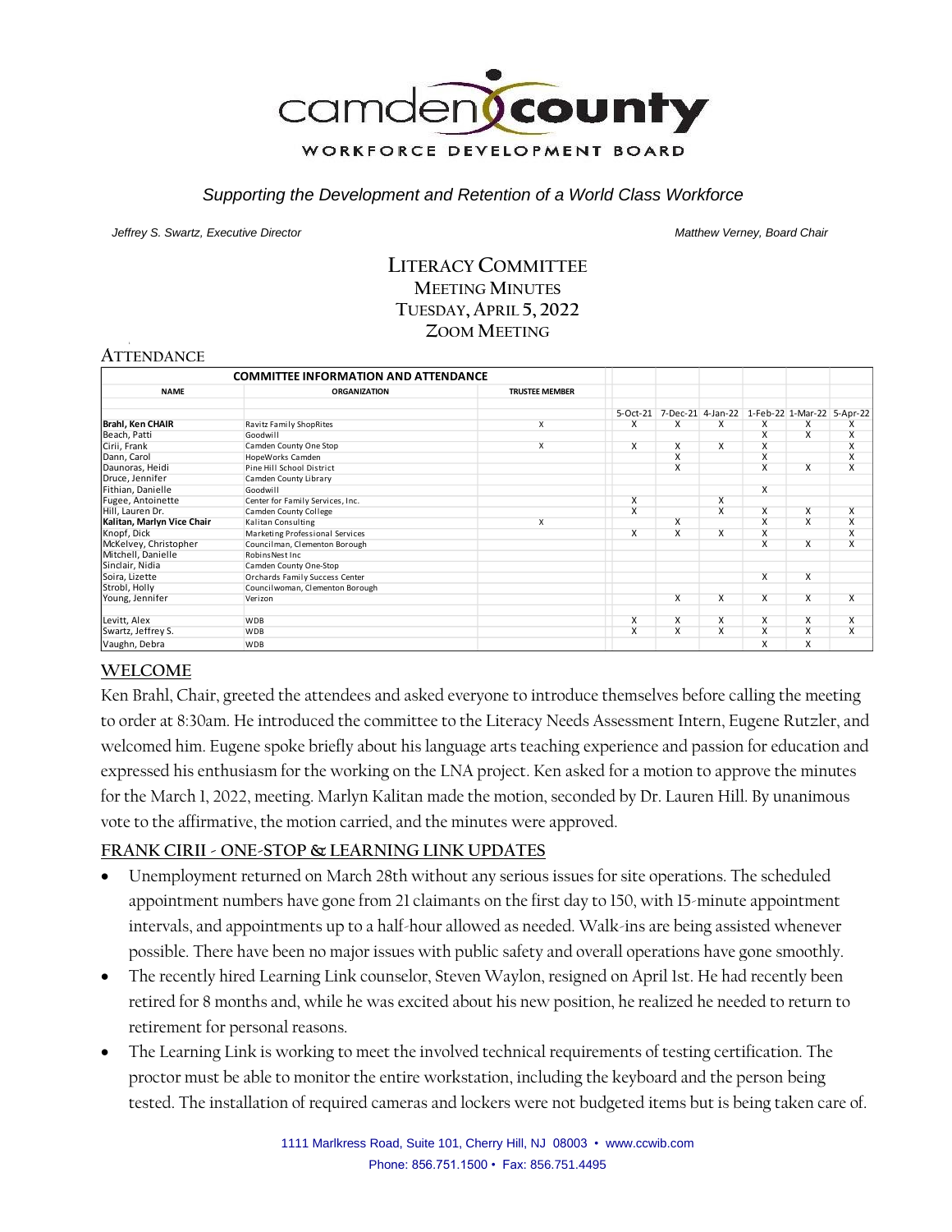# camden county

WORKFORCE DEVELOPMENT BOARD

*Supporting the Development and Retention of a World Class Workforce*

*Jeffrey S. Swartz, Executive Director* | *Matthew Verney, Board Chair*

## LITERACY COMMITTEE
### MEETING MINUTES
### TUESDAY, APRIL 5, 2022
### ZOOM MEETING

## ATTENDANCE

| COMMITTEE INFORMATION AND ATTENDANCE | | | | | | | | |
|---|---|---|---|---|---|---|---|---|
| **NAME** | **ORGANIZATION** | **TRUSTEE MEMBER** | 5-Oct-21 | 7-Dec-21 | 4-Jan-22 | 1-Feb-22 | 1-Mar-22 | 5-Apr-22 |
| **Brahl, Ken CHAIR** | Ravitz Family ShopRites | X | X | X | X | X | X | X |
| Beach, Patti | Goodwill | | | | | X | X | X |
| Cirii, Frank | Camden County One Stop | X | X | X | X | X | | X |
| Dann, Carol | HopeWorks Camden | | | X | | X | | X |
| Daunoras, Heidi | Pine Hill School District | | | X | | X | X | X |
| Druce, Jennifer | Camden County Library | | | | | | | |
| Fithian, Danielle | Goodwill | | | | | X | | |
| Fugee, Antoinette | Center for Family Services, Inc. | | X | | X | | | |
| Hill, Lauren Dr. | Camden County College | | X | | X | X | X | X |
| **Kalitan, Marlyn Vice Chair** | Kalitan Consulting | X | | X | | X | X | X |
| Knopf, Dick | Marketing Professional Services | | X | X | X | X | | X |
| McKelvey, Christopher | Councilman, Clementon Borough | | | | | X | X | X |
| Mitchell, Danielle | RobinsNest Inc | | | | | | | |
| Sinclair, Nidia | Camden County One-Stop | | | | | | | |
| Soira, Lizette | Orchards Family Success Center | | | | | X | X | |
| Strobl, Holly | Councilwoman, Clementon Borough | | | | | | | |
| Young, Jennifer | Verizon | | | X | X | X | X | X |
| Levitt, Alex | WDB | | X | X | X | X | X | X |
| Swartz, Jeffrey S. | WDB | | X | X | X | X | X | X |
| Vaughn, Debra | WDB | | | | | X | X | |

## WELCOME

Ken Brahl, Chair, greeted the attendees and asked everyone to introduce themselves before calling the meeting to order at 8:30am. He introduced the committee to the Literacy Needs Assessment Intern, Eugene Rutzler, and welcomed him. Eugene spoke briefly about his language arts teaching experience and passion for education and expressed his enthusiasm for the working on the LNA project. Ken asked for a motion to approve the minutes for the March 1, 2022, meeting. Marlyn Kalitan made the motion, seconded by Dr. Lauren Hill. By unanimous vote to the affirmative, the motion carried, and the minutes were approved.

## FRANK CIRII - ONE-STOP & LEARNING LINK UPDATES

- Unemployment returned on March 28th without any serious issues for site operations. The scheduled appointment numbers have gone from 21 claimants on the first day to 150, with 15-minute appointment intervals, and appointments up to a half-hour allowed as needed. Walk-ins are being assisted whenever possible. There have been no major issues with public safety and overall operations have gone smoothly.
- The recently hired Learning Link counselor, Steven Waylon, resigned on April 1st. He had recently been retired for 8 months and, while he was excited about his new position, he realized he needed to return to retirement for personal reasons.
- The Learning Link is working to meet the involved technical requirements of testing certification. The proctor must be able to monitor the entire workstation, including the keyboard and the person being tested. The installation of required cameras and lockers were not budgeted items but is being taken care of.

1111 Marlkress Road, Suite 101, Cherry Hill, NJ 08003 • www.ccwib.com
Phone: 856.751.1500 • Fax: 856.751.4495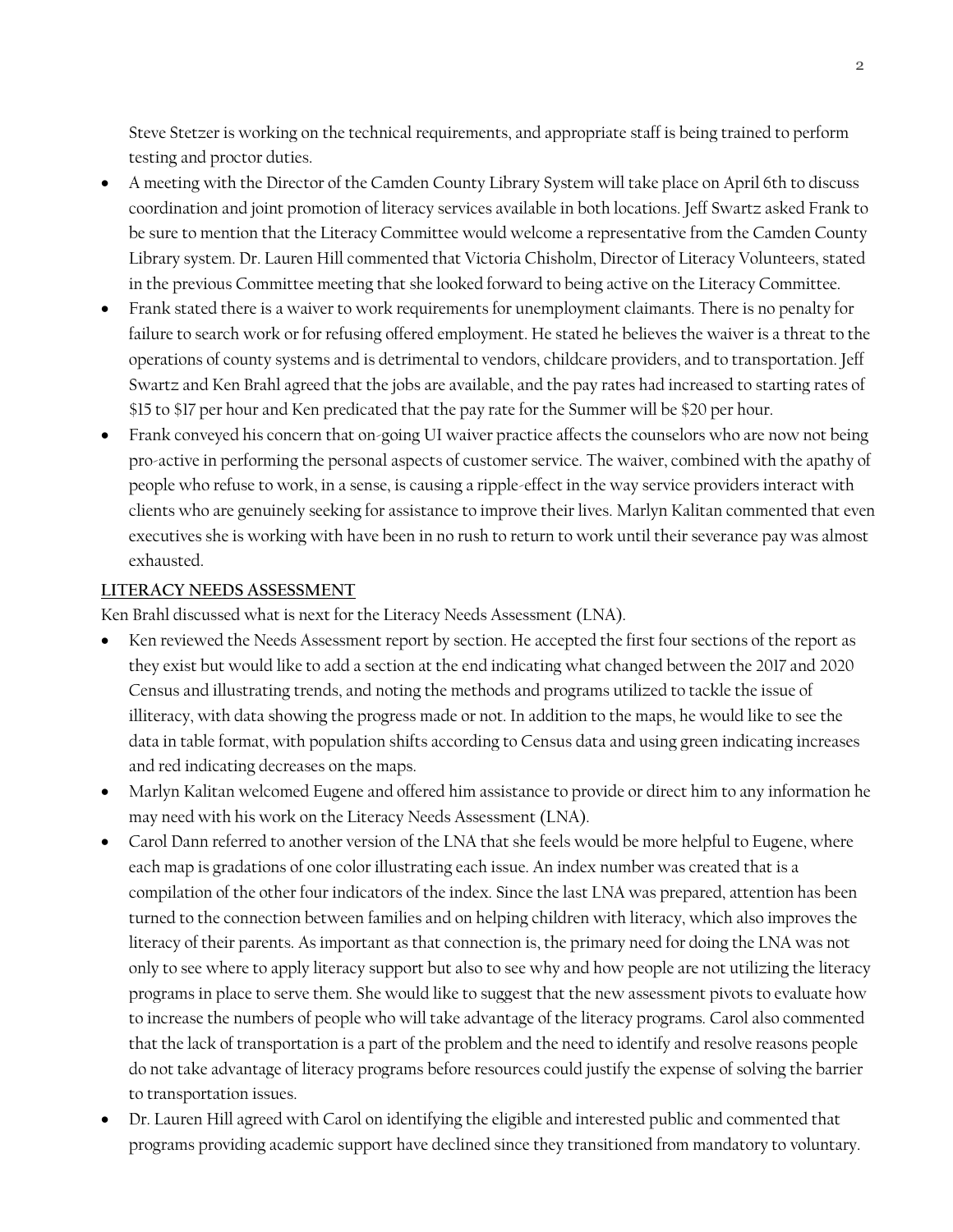Steve Stetzer is working on the technical requirements, and appropriate staff is being trained to perform testing and proctor duties.

- A meeting with the Director of the Camden County Library System will take place on April 6th to discuss coordination and joint promotion of literacy services available in both locations. Jeff Swartz asked Frank to be sure to mention that the Literacy Committee would welcome a representative from the Camden County Library system. Dr. Lauren Hill commented that Victoria Chisholm, Director of Literacy Volunteers, stated in the previous Committee meeting that she looked forward to being active on the Literacy Committee.
- Frank stated there is a waiver to work requirements for unemployment claimants. There is no penalty for failure to search work or for refusing offered employment. He stated he believes the waiver is a threat to the operations of county systems and is detrimental to vendors, childcare providers, and to transportation. Jeff Swartz and Ken Brahl agreed that the jobs are available, and the pay rates had increased to starting rates of $15 to $17 per hour and Ken predicated that the pay rate for the Summer will be $20 per hour.
- Frank conveyed his concern that on-going UI waiver practice affects the counselors who are now not being pro-active in performing the personal aspects of customer service. The waiver, combined with the apathy of people who refuse to work, in a sense, is causing a ripple-effect in the way service providers interact with clients who are genuinely seeking for assistance to improve their lives. Marlyn Kalitan commented that even executives she is working with have been in no rush to return to work until their severance pay was almost exhausted.

## LITERACY NEEDS ASSESSMENT

Ken Brahl discussed what is next for the Literacy Needs Assessment (LNA).

- Ken reviewed the Needs Assessment report by section. He accepted the first four sections of the report as they exist but would like to add a section at the end indicating what changed between the 2017 and 2020 Census and illustrating trends, and noting the methods and programs utilized to tackle the issue of illiteracy, with data showing the progress made or not. In addition to the maps, he would like to see the data in table format, with population shifts according to Census data and using green indicating increases and red indicating decreases on the maps.
- Marlyn Kalitan welcomed Eugene and offered him assistance to provide or direct him to any information he may need with his work on the Literacy Needs Assessment (LNA).
- Carol Dann referred to another version of the LNA that she feels would be more helpful to Eugene, where each map is gradations of one color illustrating each issue. An index number was created that is a compilation of the other four indicators of the index. Since the last LNA was prepared, attention has been turned to the connection between families and on helping children with literacy, which also improves the literacy of their parents. As important as that connection is, the primary need for doing the LNA was not only to see where to apply literacy support but also to see why and how people are not utilizing the literacy programs in place to serve them. She would like to suggest that the new assessment pivots to evaluate how to increase the numbers of people who will take advantage of the literacy programs. Carol also commented that the lack of transportation is a part of the problem and the need to identify and resolve reasons people do not take advantage of literacy programs before resources could justify the expense of solving the barrier to transportation issues.
- Dr. Lauren Hill agreed with Carol on identifying the eligible and interested public and commented that programs providing academic support have declined since they transitioned from mandatory to voluntary.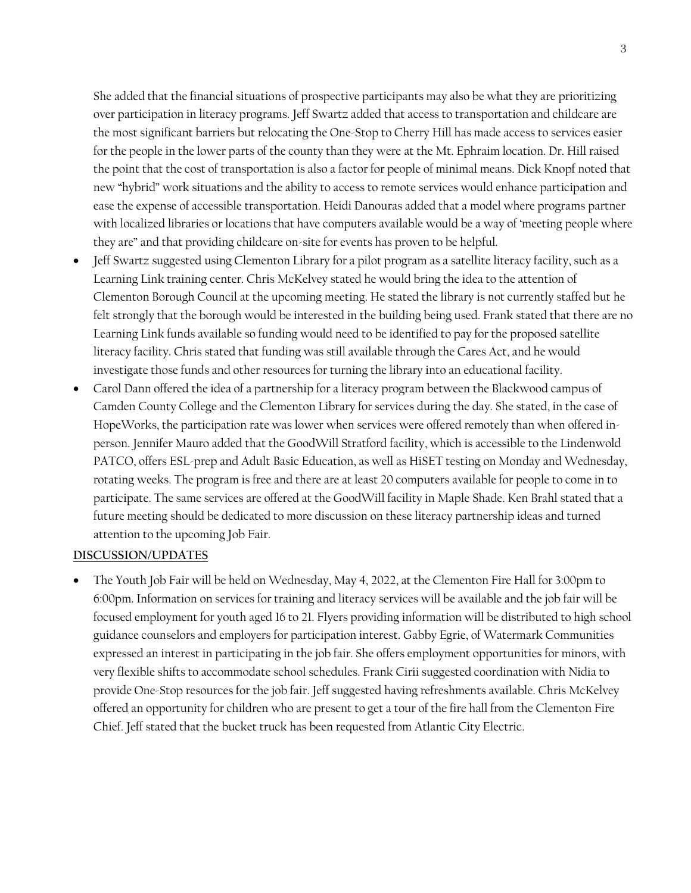She added that the financial situations of prospective participants may also be what they are prioritizing over participation in literacy programs. Jeff Swartz added that access to transportation and childcare are the most significant barriers but relocating the One-Stop to Cherry Hill has made access to services easier for the people in the lower parts of the county than they were at the Mt. Ephraim location. Dr. Hill raised the point that the cost of transportation is also a factor for people of minimal means. Dick Knopf noted that new "hybrid" work situations and the ability to access to remote services would enhance participation and ease the expense of accessible transportation. Heidi Danouras added that a model where programs partner with localized libraries or locations that have computers available would be a way of 'meeting people where they are" and that providing childcare on-site for events has proven to be helpful.

- Jeff Swartz suggested using Clementon Library for a pilot program as a satellite literacy facility, such as a Learning Link training center. Chris McKelvey stated he would bring the idea to the attention of Clementon Borough Council at the upcoming meeting. He stated the library is not currently staffed but he felt strongly that the borough would be interested in the building being used. Frank stated that there are no Learning Link funds available so funding would need to be identified to pay for the proposed satellite literacy facility. Chris stated that funding was still available through the Cares Act, and he would investigate those funds and other resources for turning the library into an educational facility.
- Carol Dann offered the idea of a partnership for a literacy program between the Blackwood campus of Camden County College and the Clementon Library for services during the day. She stated, in the case of HopeWorks, the participation rate was lower when services were offered remotely than when offered in-person. Jennifer Mauro added that the GoodWill Stratford facility, which is accessible to the Lindenwold PATCO, offers ESL-prep and Adult Basic Education, as well as HiSET testing on Monday and Wednesday, rotating weeks. The program is free and there are at least 20 computers available for people to come in to participate. The same services are offered at the GoodWill facility in Maple Shade. Ken Brahl stated that a future meeting should be dedicated to more discussion on these literacy partnership ideas and turned attention to the upcoming Job Fair.

**DISCUSSION/UPDATES**

- The Youth Job Fair will be held on Wednesday, May 4, 2022, at the Clementon Fire Hall for 3:00pm to 6:00pm. Information on services for training and literacy services will be available and the job fair will be focused employment for youth aged 16 to 21. Flyers providing information will be distributed to high school guidance counselors and employers for participation interest. Gabby Egrie, of Watermark Communities expressed an interest in participating in the job fair. She offers employment opportunities for minors, with very flexible shifts to accommodate school schedules. Frank Cirii suggested coordination with Nidia to provide One-Stop resources for the job fair. Jeff suggested having refreshments available. Chris McKelvey offered an opportunity for children who are present to get a tour of the fire hall from the Clementon Fire Chief. Jeff stated that the bucket truck has been requested from Atlantic City Electric.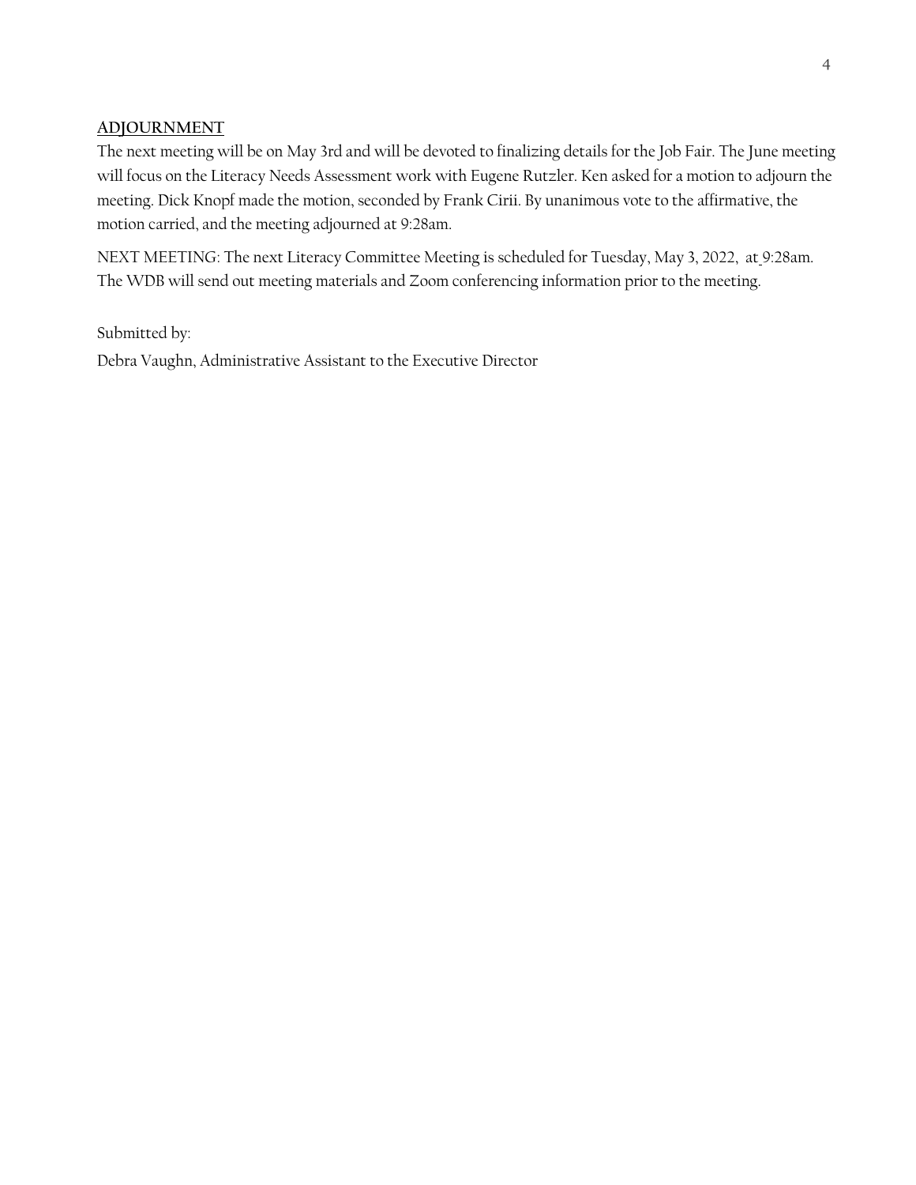## ADJOURNMENT

The next meeting will be on May 3rd and will be devoted to finalizing details for the Job Fair. The June meeting will focus on the Literacy Needs Assessment work with Eugene Rutzler. Ken asked for a motion to adjourn the meeting. Dick Knopf made the motion, seconded by Frank Cirii. By unanimous vote to the affirmative, the motion carried, and the meeting adjourned at 9:28am.

NEXT MEETING: The next Literacy Committee Meeting is scheduled for Tuesday, May 3, 2022, at 9:28am. The WDB will send out meeting materials and Zoom conferencing information prior to the meeting.

Submitted by:

Debra Vaughn, Administrative Assistant to the Executive Director